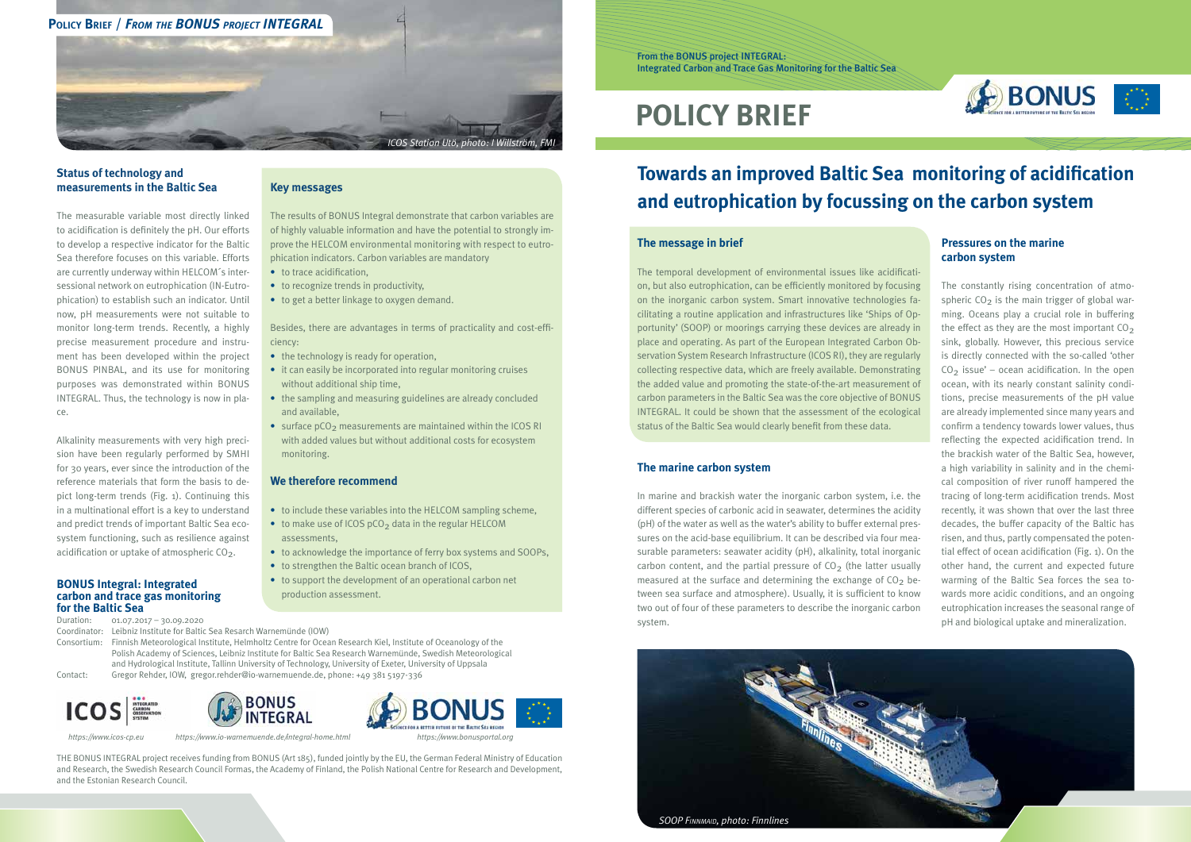From the BONUS project INTEGRAL:
Integrated Carbon and Trace Gas Monitoring for the Baltic Sea

# POLICY BRIEF

## Towards an improved Baltic Sea monitoring of acidification and eutrophication by focussing on the carbon system

### The message in brief

The temporal development of environmental issues like acidification, but also eutrophication, can be efficiently monitored by focusing on the inorganic carbon system. Smart innovative technologies facilitating a routine application and infrastructures like 'Ships of Opportunity' (SOOP) or moorings carrying these devices are already in place and operating. As part of the European Integrated Carbon Observation System Research Infrastructure (ICOS RI), they are regularly collecting respective data, which are freely available. Demonstrating the added value and promoting the state-of-the-art measurement of carbon parameters in the Baltic Sea was the core objective of BONUS INTEGRAL. It could be shown that the assessment of the ecological status of the Baltic Sea would clearly benefit from these data.

### The marine carbon system

In marine and brackish water the inorganic carbon system, i.e. the different species of carbonic acid in seawater, determines the acidity (pH) of the water as well as the water's ability to buffer external pressures on the acid-base equilibrium. It can be described via four measurable parameters: seawater acidity (pH), alkalinity, total inorganic carbon content, and the partial pressure of $CO_2$ (the latter usually measured at the surface and determining the exchange of $CO_2$ between sea surface and atmosphere). Usually, it is sufficient to know two out of four of these parameters to describe the inorganic carbon system.

### Pressures on the marine carbon system

The constantly rising concentration of atmospheric $CO_2$ is the main trigger of global warming. Oceans play a crucial role in buffering the effect as they are the most important $CO_2$ sink, globally. However, this precious service is directly connected with the so-called 'other $CO_2$ issue' – ocean acidification. In the open ocean, with its nearly constant salinity conditions, precise measurements of the pH value are already implemented since many years and confirm a tendency towards lower values, thus reflecting the expected acidification trend. In the brackish water of the Baltic Sea, however, a high variability in salinity and in the chemical composition of river runoff hampered the tracing of long-term acidification trends. Most recently, it was shown that over the last three decades, the buffer capacity of the Baltic has risen, and thus, partly compensated the potential effect of ocean acidification (Fig. 1). On the other hand, the current and expected future warming of the Baltic Sea forces the sea towards more acidic conditions, and an ongoing eutrophication increases the seasonal range of pH and biological uptake and mineralization.

*SOOP Finnmaid, photo: Finnlines*

*ICOS Station Utö, photo: I Willström, FMI*

### Status of technology and measurements in the Baltic Sea

The measurable variable most directly linked to acidification is definitely the pH. Our efforts to develop a respective indicator for the Baltic Sea therefore focuses on this variable. Efforts are currently underway within HELCOM´s intersessional network on eutrophication (IN-Eutrophication) to establish such an indicator. Until now, pH measurements were not suitable to monitor long-term trends. Recently, a highly precise measurement procedure and instrument has been developed within the project BONUS PINBAL, and its use for monitoring purposes was demonstrated within BONUS INTEGRAL. Thus, the technology is now in place.

Alkalinity measurements with very high precision have been regularly performed by SMHI for 30 years, ever since the introduction of the reference materials that form the basis to depict long-term trends (Fig. 1). Continuing this in a multinational effort is a key to understand and predict trends of important Baltic Sea ecosystem functioning, such as resilience against acidification or uptake of atmospheric $CO_2$.

### Key messages

The results of BONUS Integral demonstrate that carbon variables are of highly valuable information and have the potential to strongly improve the HELCOM environmental monitoring with respect to eutrophication indicators. Carbon variables are mandatory

- to trace acidification,
- to recognize trends in productivity,
- to get a better linkage to oxygen demand.

Besides, there are advantages in terms of practicality and cost-efficiency:

- the technology is ready for operation,
- it can easily be incorporated into regular monitoring cruises without additional ship time,
- the sampling and measuring guidelines are already concluded and available,
- surface $pCO_2$ measurements are maintained within the ICOS RI with added values but without additional costs for ecosystem monitoring.

### We therefore recommend

- to include these variables into the HELCOM sampling scheme,
- to make use of ICOS $pCO_2$ data in the regular HELCOM assessments,
- to acknowledge the importance of ferry box systems and SOOPs,
- to strengthen the Baltic ocean branch of ICOS,
- to support the development of an operational carbon net production assessment.

### BONUS Integral: Integrated carbon and trace gas monitoring for the Baltic Sea

Duration: 01.07.2017 – 30.09.2020
Coordinator: Leibniz Institute for Baltic Sea Resarch Warnemünde (IOW)
Consortium: Finnish Meteorological Institute, Helmholtz Centre for Ocean Research Kiel, Institute of Oceanology of the Polish Academy of Sciences, Leibniz Institute for Baltic Sea Research Warnemünde, Swedish Meteorological and Hydrological Institute, Tallinn University of Technology, University of Exeter, University of Uppsala
Contact: Gregor Rehder, IOW, gregor.rehder@io-warnemuende.de, phone: +49 381 5197-336

https://www.icos-cp.eu https://www.io-warnemuende.de/integral-home.html https://www.bonusportal.org

THE BONUS INTEGRAL project receives funding from BONUS (Art 185), funded jointly by the EU, the German Federal Ministry of Education and Research, the Swedish Research Council Formas, the Academy of Finland, the Polish National Centre for Research and Development, and the Estonian Research Council.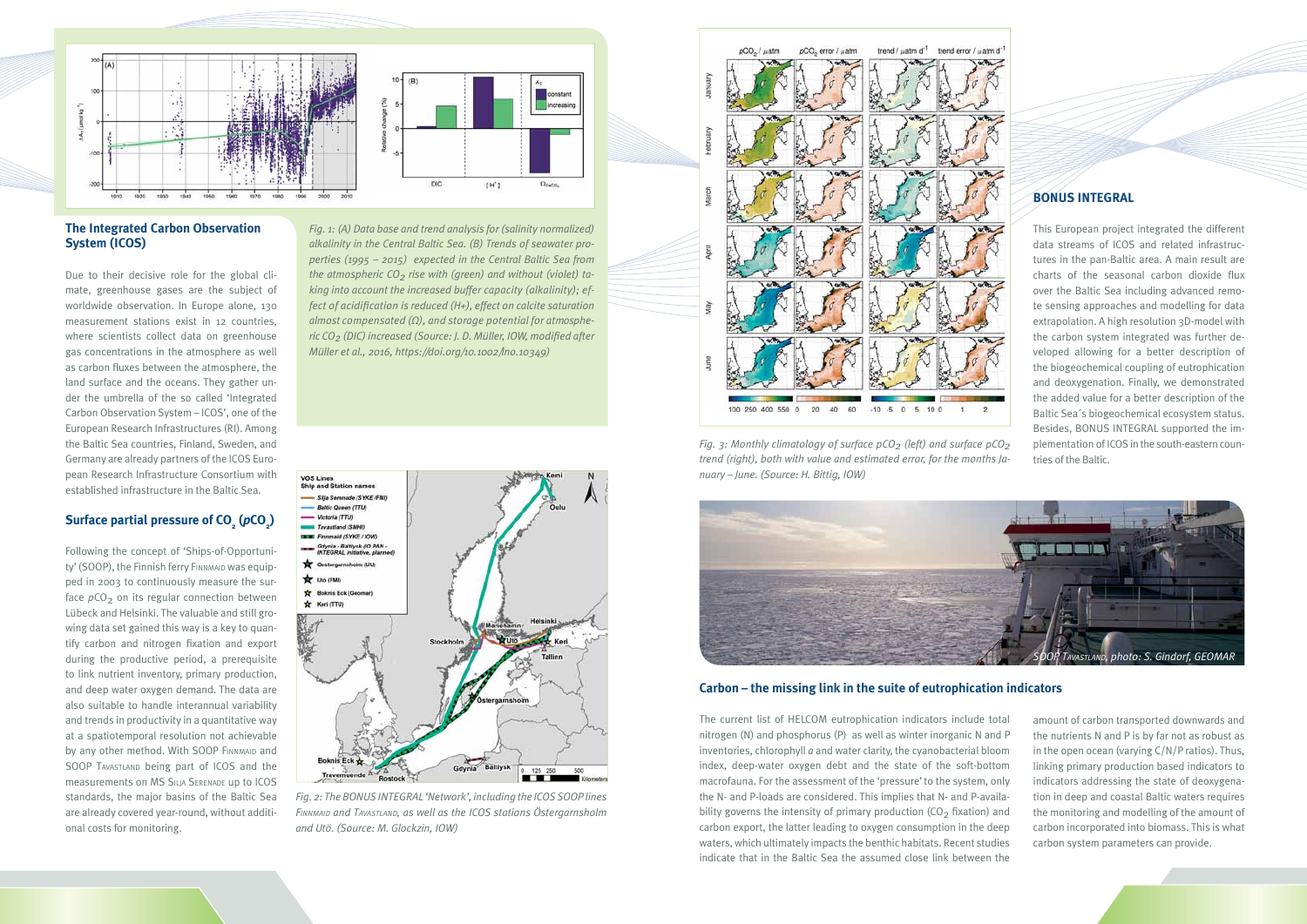## The Integrated Carbon Observation System (ICOS)

Due to their decisive role for the global climate, greenhouse gases are the subject of worldwide observation. In Europe alone, 130 measurement stations exist in 12 countries, where scientists collect data on greenhouse gas concentrations in the atmosphere as well as carbon fluxes between the atmosphere, the land surface and the oceans. They gather under the umbrella of the so called 'Integrated Carbon Observation System – ICOS', one of the European Research Infrastructures (RI). Among the Baltic Sea countries, Finland, Sweden, and Germany are already partners of the ICOS European Research Infrastructure Consortium with established infrastructure in the Baltic Sea.

## Surface partial pressure of $CO_2$ ($pCO_2$)

Following the concept of 'Ships-of-Opportunity' (SOOP), the Finnish ferry FINNMAID was equipped in 2003 to continuously measure the surface $pCO_2$ on its regular connection between Lübeck and Helsinki. The valuable and still growing data set gained this way is a key to quantify carbon and nitrogen fixation and export during the productive period, a prerequisite to link nutrient inventory, primary production, and deep water oxygen demand. The data are also suitable to handle interannual variability and trends in productivity in a quantitative way at a spatiotemporal resolution not achievable by any other method. With SOOP FINNMAID and SOOP TAVASTLAND being part of ICOS and the measurements on MS SILJA SERENADE up to ICOS standards, the major basins of the Baltic Sea are already covered year-round, without additional costs for monitoring.

*Fig. 1: (A) Data base and trend analysis for (salinity normalized) alkalinity in the Central Baltic Sea. (B) Trends of seawater properties (1995 – 2015) expected in the Central Baltic Sea from the atmospheric $CO_2$ rise with (green) and without (violet) taking into account the increased buffer capacity (alkalinity); effect of acidification is reduced (H+), effect on calcite saturation almost compensated (Ω), and storage potential for atmospheric $CO_2$ (DIC) increased (Source: J. D. Müller, IOW, modified after Müller et al., 2016, https://doi.org/10.1002/lno.10349)*

*Fig. 2: The BONUS INTEGRAL 'Network', including the ICOS SOOP lines FINNMAID and TAVASTLAND, as well as the ICOS stations Östergarnsholm and Utö. (Source: M. Glockzin, IOW)*

*Fig. 3: Monthly climatology of surface $pCO_2$ (left) and surface $pCO_2$ trend (right), both with value and estimated error, for the months January – June. (Source: H. Bittig, IOW)*

## BONUS INTEGRAL

This European project integrated the different data streams of ICOS and related infrastructures in the pan-Baltic area. A main result are charts of the seasonal carbon dioxide flux over the Baltic Sea including advanced remote sensing approaches and modelling for data extrapolation. A high resolution 3D-model with the carbon system integrated was further developed allowing for a better description of the biogeochemical coupling of eutrophication and deoxygenation. Finally, we demonstrated the added value for a better description of the Baltic Sea´s biogeochemical ecosystem status. Besides, BONUS INTEGRAL supported the implementation of ICOS in the south-eastern countries of the Baltic.

SOOP TAVASTLAND, photo: S. Gindorf, GEOMAR

## Carbon – the missing link in the suite of eutrophication indicators

The current list of HELCOM eutrophication indicators include total nitrogen (N) and phosphorus (P) as well as winter inorganic N and P inventories, chlorophyll *a* and water clarity, the cyanobacterial bloom index, deep-water oxygen debt and the state of the soft-bottom macrofauna. For the assessment of the 'pressure' to the system, only the N- and P-loads are considered. This implies that N- and P-availability governs the intensity of primary production ($CO_2$ fixation) and carbon export, the latter leading to oxygen consumption in the deep waters, which ultimately impacts the benthic habitats. Recent studies indicate that in the Baltic Sea the assumed close link between the amount of carbon transported downwards and the nutrients N and P is by far not as robust as in the open ocean (varying C/N/P ratios). Thus, linking primary production based indicators to indicators addressing the state of deoxygenation in deep and coastal Baltic waters requires the monitoring and modelling of the amount of carbon incorporated into biomass. This is what carbon system parameters can provide.